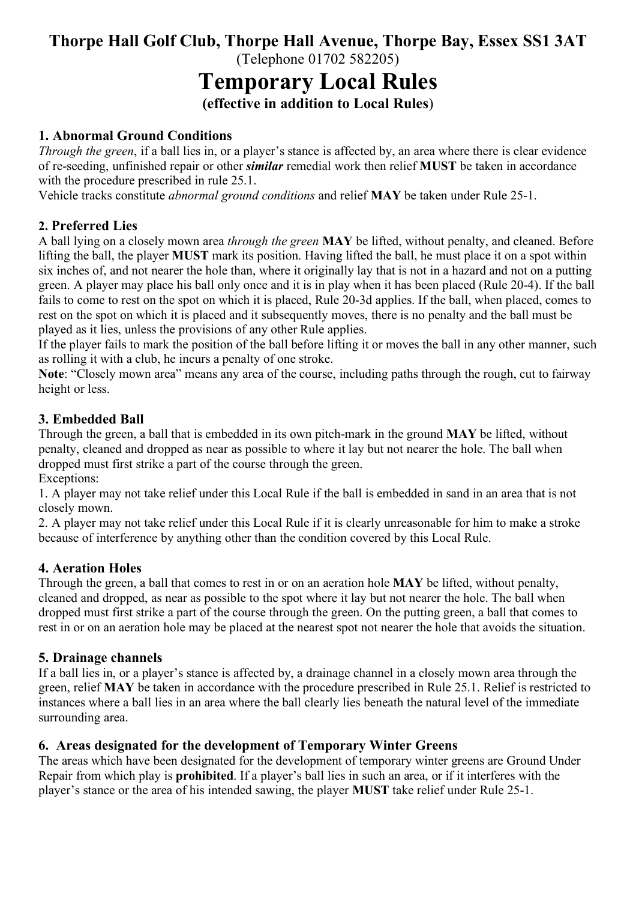# Thorpe Hall Golf Club, Thorpe Hall Avenue, Thorpe Bay, Essex SS1 3AT

(Telephone 01702 582205)

# Temporary Local Rules

**(effective in addition to Local Rules)**

### 1. Abnormal Ground Conditions

*Through the green*, if a ball lies in, or a player's stance is affected by, an area where there is clear evidence of re-seeding, unfinished repair or other ***similar*** remedial work then relief **MUST** be taken in accordance with the procedure prescribed in rule 25.1.

Vehicle tracks constitute *abnormal ground conditions* and relief **MAY** be taken under Rule 25-1.

### 2. Preferred Lies

A ball lying on a closely mown area *through the green* **MAY** be lifted, without penalty, and cleaned. Before lifting the ball, the player **MUST** mark its position. Having lifted the ball, he must place it on a spot within six inches of, and not nearer the hole than, where it originally lay that is not in a hazard and not on a putting green. A player may place his ball only once and it is in play when it has been placed (Rule 20-4). If the ball fails to come to rest on the spot on which it is placed, Rule 20-3d applies. If the ball, when placed, comes to rest on the spot on which it is placed and it subsequently moves, there is no penalty and the ball must be played as it lies, unless the provisions of any other Rule applies.

If the player fails to mark the position of the ball before lifting it or moves the ball in any other manner, such as rolling it with a club, he incurs a penalty of one stroke.

**Note**: "Closely mown area" means any area of the course, including paths through the rough, cut to fairway height or less.

### 3. Embedded Ball

Through the green, a ball that is embedded in its own pitch-mark in the ground **MAY** be lifted, without penalty, cleaned and dropped as near as possible to where it lay but not nearer the hole. The ball when dropped must first strike a part of the course through the green.

Exceptions:

1. A player may not take relief under this Local Rule if the ball is embedded in sand in an area that is not closely mown.
2. A player may not take relief under this Local Rule if it is clearly unreasonable for him to make a stroke because of interference by anything other than the condition covered by this Local Rule.

### 4. Aeration Holes

Through the green, a ball that comes to rest in or on an aeration hole **MAY** be lifted, without penalty, cleaned and dropped, as near as possible to the spot where it lay but not nearer the hole. The ball when dropped must first strike a part of the course through the green. On the putting green, a ball that comes to rest in or on an aeration hole may be placed at the nearest spot not nearer the hole that avoids the situation.

### 5. Drainage channels

If a ball lies in, or a player's stance is affected by, a drainage channel in a closely mown area through the green, relief **MAY** be taken in accordance with the procedure prescribed in Rule 25.1. Relief is restricted to instances where a ball lies in an area where the ball clearly lies beneath the natural level of the immediate surrounding area.

### 6. Areas designated for the development of Temporary Winter Greens

The areas which have been designated for the development of temporary winter greens are Ground Under Repair from which play is **prohibited**. If a player's ball lies in such an area, or if it interferes with the player's stance or the area of his intended sawing, the player **MUST** take relief under Rule 25-1.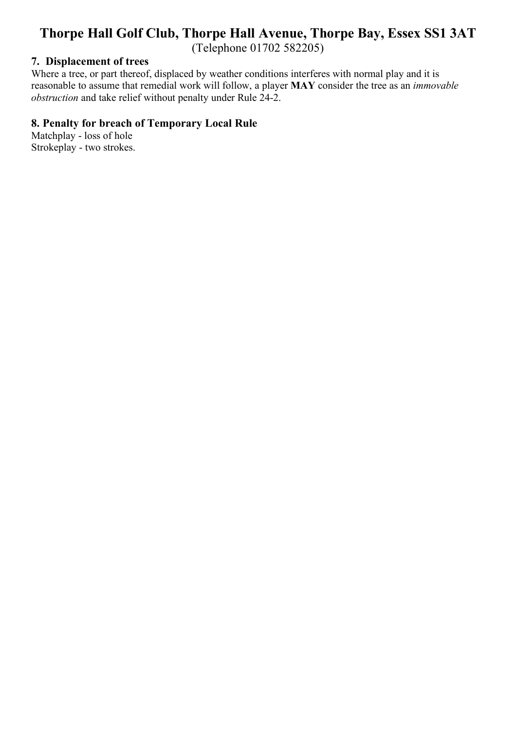# Thorpe Hall Golf Club, Thorpe Hall Avenue, Thorpe Bay, Essex SS1 3AT

(Telephone 01702 582205)

### 7. Displacement of trees

Where a tree, or part thereof, displaced by weather conditions interferes with normal play and it is reasonable to assume that remedial work will follow, a player **MAY** consider the tree as an *immovable obstruction* and take relief without penalty under Rule 24-2.

### 8. Penalty for breach of Temporary Local Rule

Matchplay - loss of hole
Strokeplay - two strokes.